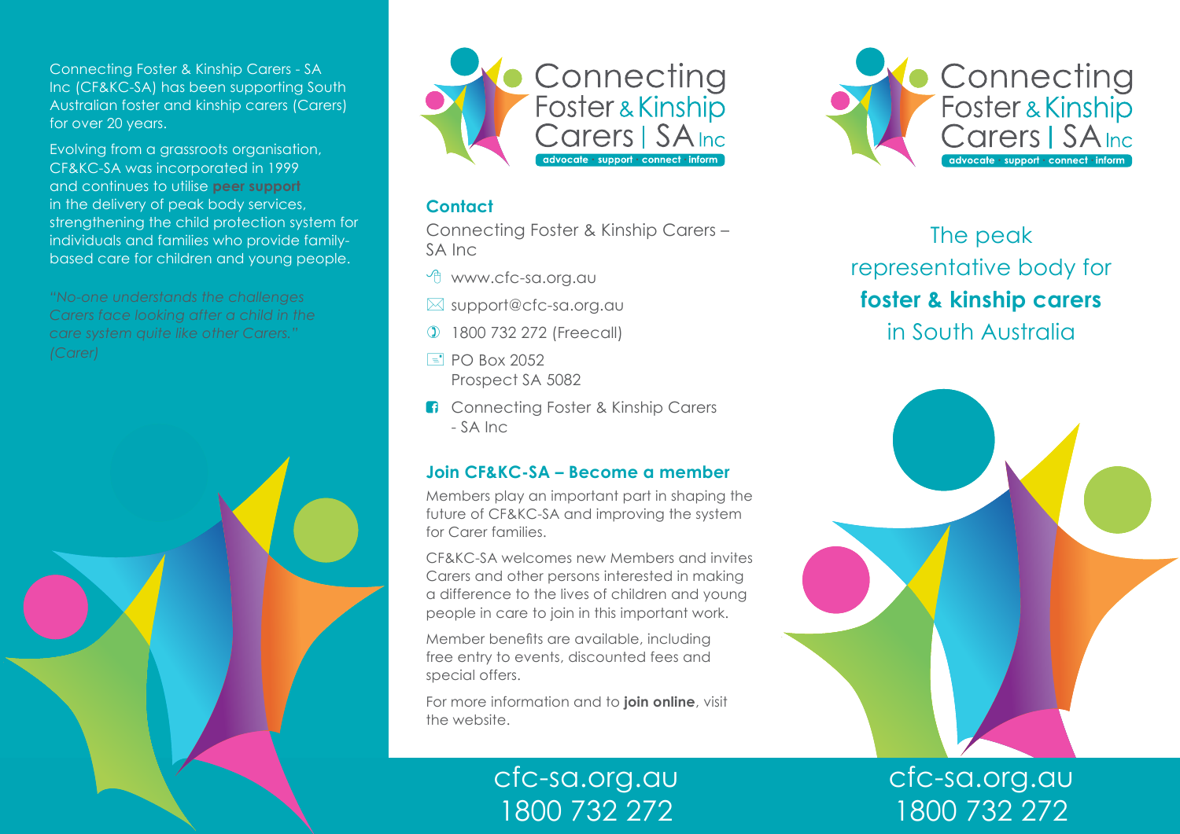Connecting Foster & Kinship Carers - SA Inc (CF&KC-SA) has been supporting South Australian foster and kinship carers (Carers) for over 20 years.

Evolving from a grassroots organisation, CF&KC-SA was incorporated in 1999 and continues to utilise **peer support** in the delivery of peak body services, strengthening the child protection system for individuals and families who provide family-based care for children and young people.

*"No-one understands the challenges Carers face looking after a child in the care system quite like other Carers." (Carer)*

Connecting Foster & Kinship Carers | SA Inc

advocate · support · connect · inform

## Contact

Connecting Foster & Kinship Carers – SA Inc

- www.cfc-sa.org.au
- support@cfc-sa.org.au
- 1800 732 272 (Freecall)
- PO Box 2052
  Prospect SA 5082
- Connecting Foster & Kinship Carers - SA Inc

## Join CF&KC-SA – Become a member

Members play an important part in shaping the future of CF&KC-SA and improving the system for Carer families.

CF&KC-SA welcomes new Members and invites Carers and other persons interested in making a difference to the lives of children and young people in care to join in this important work.

Member benefits are available, including free entry to events, discounted fees and special offers.

For more information and to **join online**, visit the website.

cfc-sa.org.au
1800 732 272

# Connecting Foster & Kinship Carers | SA Inc

advocate · support · connect · inform

The peak representative body for **foster & kinship carers** in South Australia

cfc-sa.org.au
1800 732 272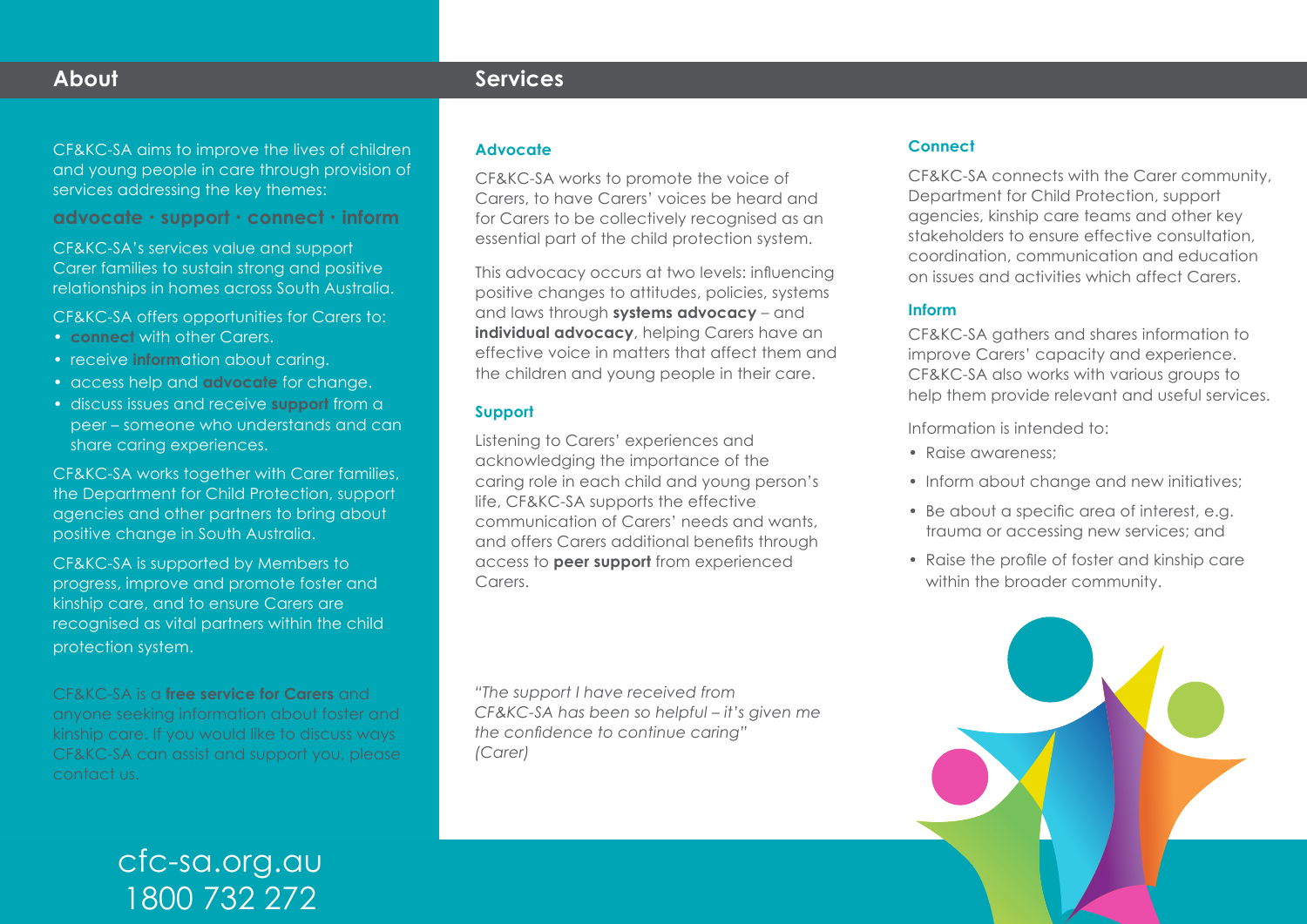## About

CF&KC-SA aims to improve the lives of children and young people in care through provision of services addressing the key themes:

**advocate · support · connect · inform**

CF&KC-SA's services value and support Carer families to sustain strong and positive relationships in homes across South Australia.

CF&KC-SA offers opportunities for Carers to:

- **connect** with other Carers.
- receive **inform**ation about caring.
- access help and **advocate** for change.
- discuss issues and receive **support** from a peer – someone who understands and can share caring experiences.

CF&KC-SA works together with Carer families, the Department for Child Protection, support agencies and other partners to bring about positive change in South Australia.

CF&KC-SA is supported by Members to progress, improve and promote foster and kinship care, and to ensure Carers are recognised as vital partners within the child protection system.

CF&KC-SA is a **free service for Carers** and anyone seeking information about foster and kinship care. If you would like to discuss ways CF&KC-SA can assist and support you, please contact us.

cfc-sa.org.au
1800 732 272

## Services

### Advocate

CF&KC-SA works to promote the voice of Carers, to have Carers' voices be heard and for Carers to be collectively recognised as an essential part of the child protection system.

This advocacy occurs at two levels: influencing positive changes to attitudes, policies, systems and laws through **systems advocacy** – and **individual advocacy**, helping Carers have an effective voice in matters that affect them and the children and young people in their care.

### Support

Listening to Carers' experiences and acknowledging the importance of the caring role in each child and young person's life, CF&KC-SA supports the effective communication of Carers' needs and wants, and offers Carers additional benefits through access to **peer support** from experienced Carers.

*"The support I have received from CF&KC-SA has been so helpful – it's given me the confidence to continue caring" (Carer)*

### Connect

CF&KC-SA connects with the Carer community, Department for Child Protection, support agencies, kinship care teams and other key stakeholders to ensure effective consultation, coordination, communication and education on issues and activities which affect Carers.

### Inform

CF&KC-SA gathers and shares information to improve Carers' capacity and experience. CF&KC-SA also works with various groups to help them provide relevant and useful services.

Information is intended to:

- Raise awareness;
- Inform about change and new initiatives;
- Be about a specific area of interest, e.g. trauma or accessing new services; and
- Raise the profile of foster and kinship care within the broader community.